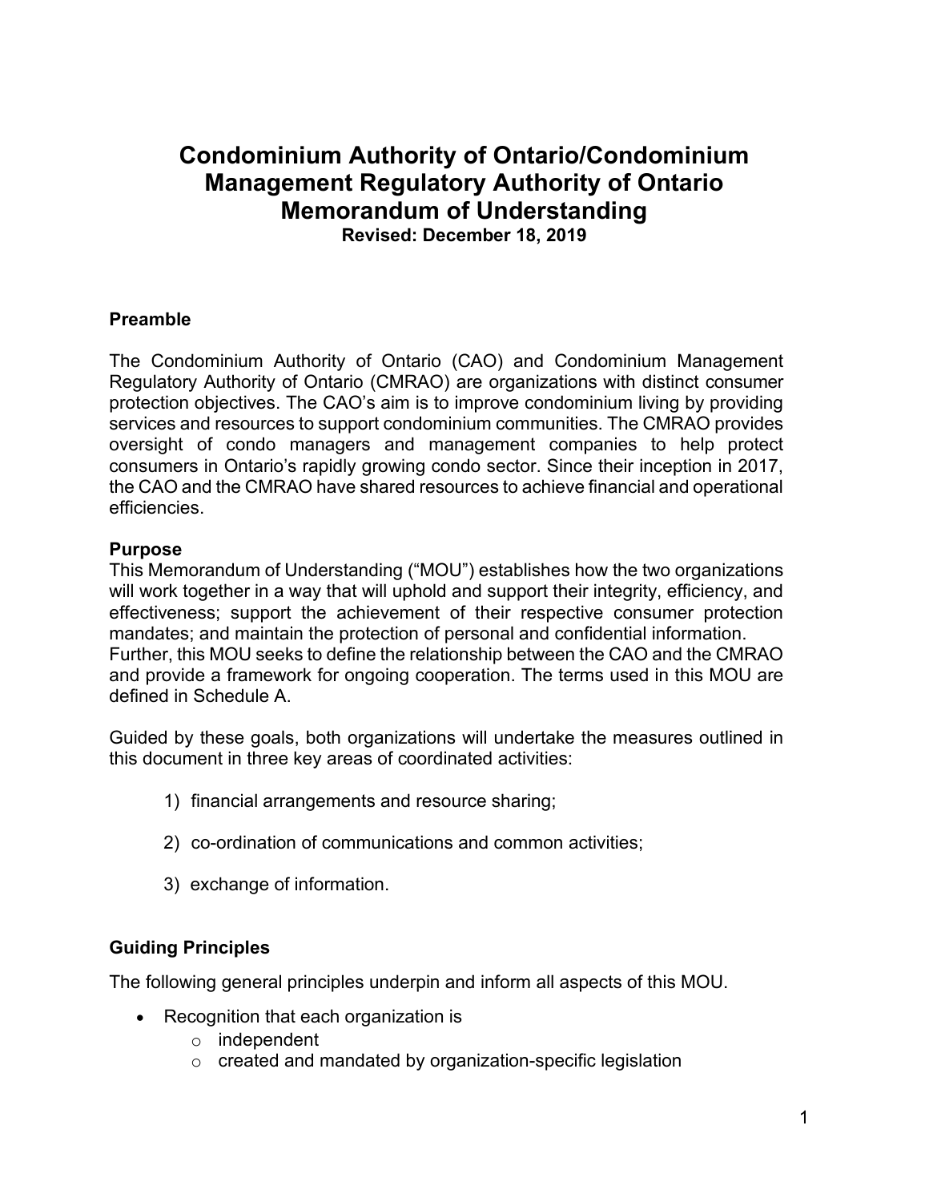# Condominium Authority of Ontario/Condominium Management Regulatory Authority of Ontario Memorandum of Understanding

**Revised: December 18, 2019**

## Preamble

The Condominium Authority of Ontario (CAO) and Condominium Management Regulatory Authority of Ontario (CMRAO) are organizations with distinct consumer protection objectives. The CAO's aim is to improve condominium living by providing services and resources to support condominium communities. The CMRAO provides oversight of condo managers and management companies to help protect consumers in Ontario's rapidly growing condo sector. Since their inception in 2017, the CAO and the CMRAO have shared resources to achieve financial and operational efficiencies.

## Purpose

This Memorandum of Understanding ("MOU") establishes how the two organizations will work together in a way that will uphold and support their integrity, efficiency, and effectiveness; support the achievement of their respective consumer protection mandates; and maintain the protection of personal and confidential information. Further, this MOU seeks to define the relationship between the CAO and the CMRAO and provide a framework for ongoing cooperation. The terms used in this MOU are defined in Schedule A.

Guided by these goals, both organizations will undertake the measures outlined in this document in three key areas of coordinated activities:

1) financial arrangements and resource sharing;
2) co-ordination of communications and common activities;
3) exchange of information.

## Guiding Principles

The following general principles underpin and inform all aspects of this MOU.

- Recognition that each organization is
  - independent
  - created and mandated by organization-specific legislation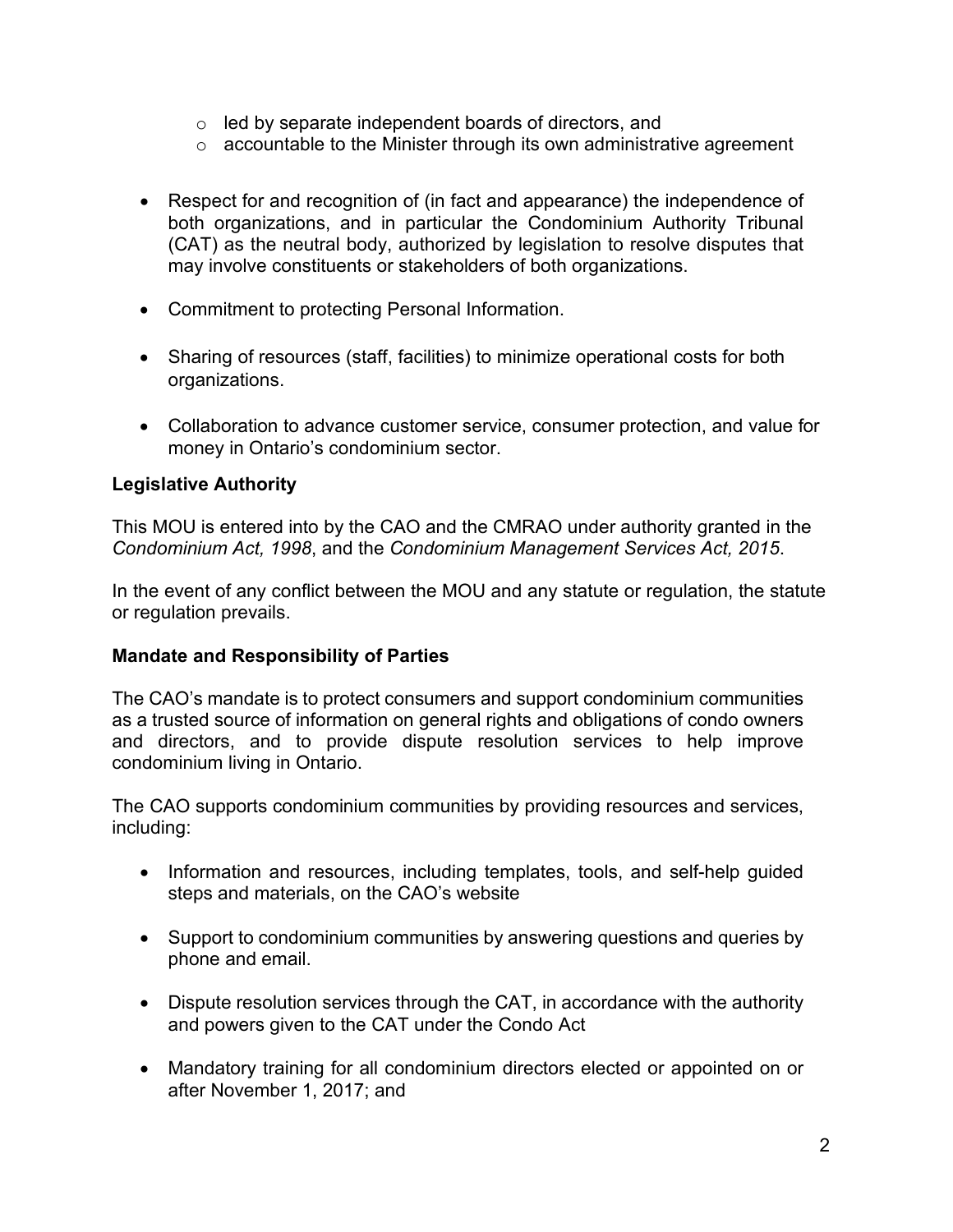- led by separate independent boards of directors, and
    - accountable to the Minister through its own administrative agreement

- Respect for and recognition of (in fact and appearance) the independence of both organizations, and in particular the Condominium Authority Tribunal (CAT) as the neutral body, authorized by legislation to resolve disputes that may involve constituents or stakeholders of both organizations.

- Commitment to protecting Personal Information.

- Sharing of resources (staff, facilities) to minimize operational costs for both organizations.

- Collaboration to advance customer service, consumer protection, and value for money in Ontario's condominium sector.

**Legislative Authority**

This MOU is entered into by the CAO and the CMRAO under authority granted in the *Condominium Act, 1998*, and the *Condominium Management Services Act, 2015*.

In the event of any conflict between the MOU and any statute or regulation, the statute or regulation prevails.

**Mandate and Responsibility of Parties**

The CAO's mandate is to protect consumers and support condominium communities as a trusted source of information on general rights and obligations of condo owners and directors, and to provide dispute resolution services to help improve condominium living in Ontario.

The CAO supports condominium communities by providing resources and services, including:

- Information and resources, including templates, tools, and self-help guided steps and materials, on the CAO's website

- Support to condominium communities by answering questions and queries by phone and email.

- Dispute resolution services through the CAT, in accordance with the authority and powers given to the CAT under the Condo Act

- Mandatory training for all condominium directors elected or appointed on or after November 1, 2017; and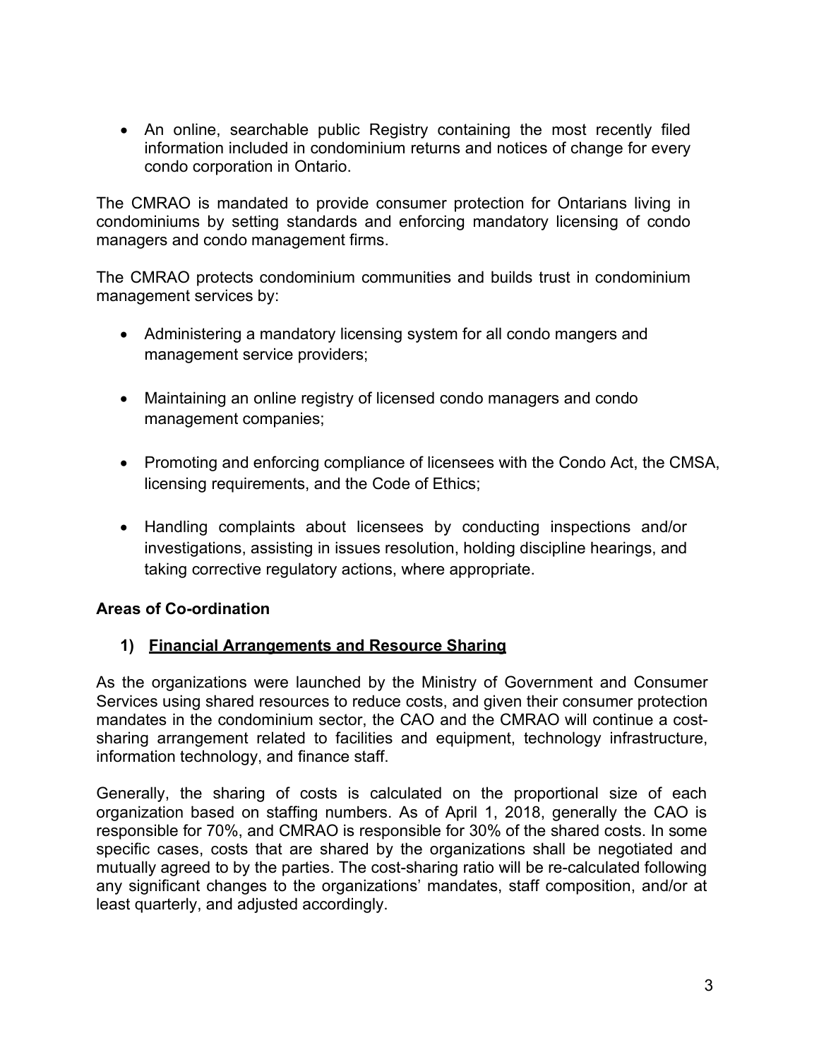- An online, searchable public Registry containing the most recently filed information included in condominium returns and notices of change for every condo corporation in Ontario.

The CMRAO is mandated to provide consumer protection for Ontarians living in condominiums by setting standards and enforcing mandatory licensing of condo managers and condo management firms.

The CMRAO protects condominium communities and builds trust in condominium management services by:

- Administering a mandatory licensing system for all condo mangers and management service providers;

- Maintaining an online registry of licensed condo managers and condo management companies;

- Promoting and enforcing compliance of licensees with the Condo Act, the CMSA, licensing requirements, and the Code of Ethics;

- Handling complaints about licensees by conducting inspections and/or investigations, assisting in issues resolution, holding discipline hearings, and taking corrective regulatory actions, where appropriate.

## Areas of Co-ordination

### 1) Financial Arrangements and Resource Sharing

As the organizations were launched by the Ministry of Government and Consumer Services using shared resources to reduce costs, and given their consumer protection mandates in the condominium sector, the CAO and the CMRAO will continue a cost-sharing arrangement related to facilities and equipment, technology infrastructure, information technology, and finance staff.

Generally, the sharing of costs is calculated on the proportional size of each organization based on staffing numbers. As of April 1, 2018, generally the CAO is responsible for 70%, and CMRAO is responsible for 30% of the shared costs. In some specific cases, costs that are shared by the organizations shall be negotiated and mutually agreed to by the parties. The cost-sharing ratio will be re-calculated following any significant changes to the organizations' mandates, staff composition, and/or at least quarterly, and adjusted accordingly.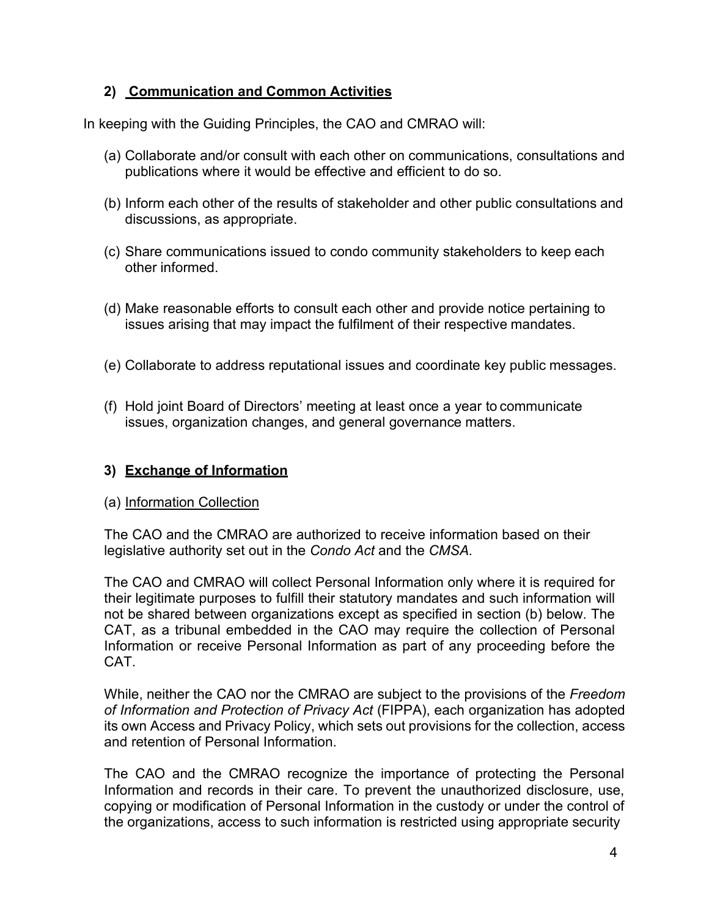## 2) Communication and Common Activities

In keeping with the Guiding Principles, the CAO and CMRAO will:

(a) Collaborate and/or consult with each other on communications, consultations and publications where it would be effective and efficient to do so.

(b) Inform each other of the results of stakeholder and other public consultations and discussions, as appropriate.

(c) Share communications issued to condo community stakeholders to keep each other informed.

(d) Make reasonable efforts to consult each other and provide notice pertaining to issues arising that may impact the fulfilment of their respective mandates.

(e) Collaborate to address reputational issues and coordinate key public messages.

(f) Hold joint Board of Directors' meeting at least once a year to communicate issues, organization changes, and general governance matters.

## 3) Exchange of Information

(a) Information Collection

The CAO and the CMRAO are authorized to receive information based on their legislative authority set out in the *Condo Act* and the *CMSA.*

The CAO and CMRAO will collect Personal Information only where it is required for their legitimate purposes to fulfill their statutory mandates and such information will not be shared between organizations except as specified in section (b) below. The CAT, as a tribunal embedded in the CAO may require the collection of Personal Information or receive Personal Information as part of any proceeding before the CAT.

While, neither the CAO nor the CMRAO are subject to the provisions of the *Freedom of Information and Protection of Privacy Act* (FIPPA), each organization has adopted its own Access and Privacy Policy, which sets out provisions for the collection, access and retention of Personal Information.

The CAO and the CMRAO recognize the importance of protecting the Personal Information and records in their care. To prevent the unauthorized disclosure, use, copying or modification of Personal Information in the custody or under the control of the organizations, access to such information is restricted using appropriate security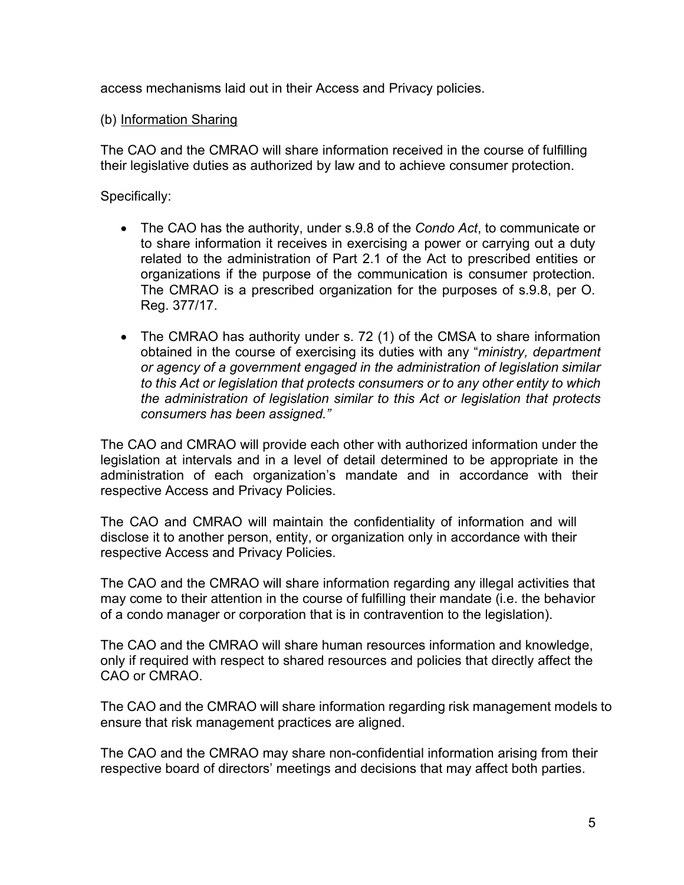access mechanisms laid out in their Access and Privacy policies.

(b) Information Sharing

The CAO and the CMRAO will share information received in the course of fulfilling their legislative duties as authorized by law and to achieve consumer protection.

Specifically:

- The CAO has the authority, under s.9.8 of the *Condo Act*, to communicate or to share information it receives in exercising a power or carrying out a duty related to the administration of Part 2.1 of the Act to prescribed entities or organizations if the purpose of the communication is consumer protection. The CMRAO is a prescribed organization for the purposes of s.9.8, per O. Reg. 377/17.
- The CMRAO has authority under s. 72 (1) of the CMSA to share information obtained in the course of exercising its duties with any "*ministry, department or agency of a government engaged in the administration of legislation similar to this Act or legislation that protects consumers or to any other entity to which the administration of legislation similar to this Act or legislation that protects consumers has been assigned."*

The CAO and CMRAO will provide each other with authorized information under the legislation at intervals and in a level of detail determined to be appropriate in the administration of each organization's mandate and in accordance with their respective Access and Privacy Policies.

The CAO and CMRAO will maintain the confidentiality of information and will disclose it to another person, entity, or organization only in accordance with their respective Access and Privacy Policies.

The CAO and the CMRAO will share information regarding any illegal activities that may come to their attention in the course of fulfilling their mandate (i.e. the behavior of a condo manager or corporation that is in contravention to the legislation).

The CAO and the CMRAO will share human resources information and knowledge, only if required with respect to shared resources and policies that directly affect the CAO or CMRAO.

The CAO and the CMRAO will share information regarding risk management models to ensure that risk management practices are aligned.

The CAO and the CMRAO may share non-confidential information arising from their respective board of directors' meetings and decisions that may affect both parties.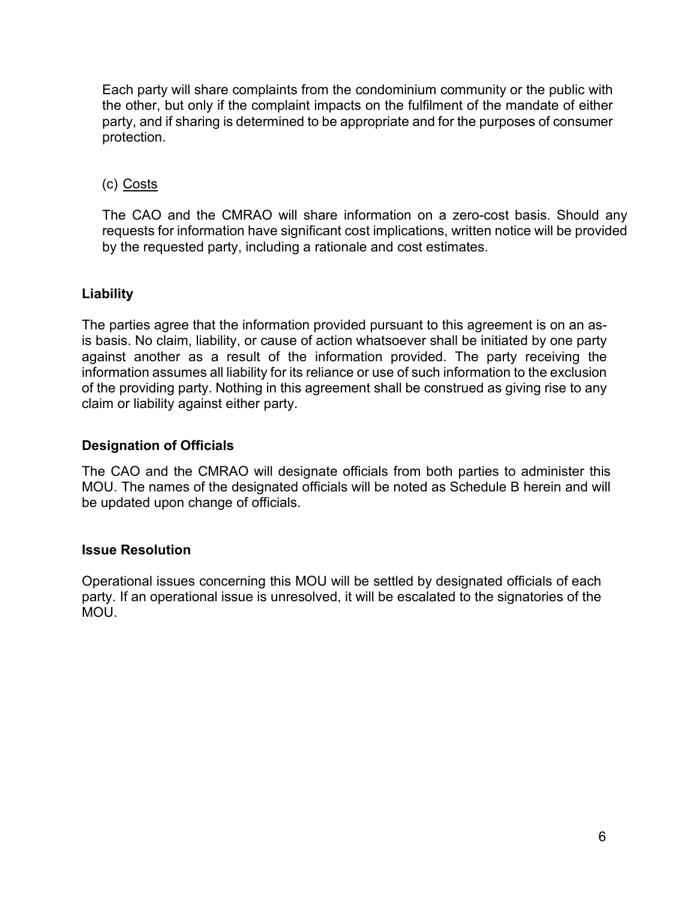Each party will share complaints from the condominium community or the public with the other, but only if the complaint impacts on the fulfilment of the mandate of either party, and if sharing is determined to be appropriate and for the purposes of consumer protection.

(c) <u>Costs</u>

The CAO and the CMRAO will share information on a zero-cost basis. Should any requests for information have significant cost implications, written notice will be provided by the requested party, including a rationale and cost estimates.

### Liability

The parties agree that the information provided pursuant to this agreement is on an as-is basis. No claim, liability, or cause of action whatsoever shall be initiated by one party against another as a result of the information provided. The party receiving the information assumes all liability for its reliance or use of such information to the exclusion of the providing party. Nothing in this agreement shall be construed as giving rise to any claim or liability against either party.

### Designation of Officials

The CAO and the CMRAO will designate officials from both parties to administer this MOU. The names of the designated officials will be noted as Schedule B herein and will be updated upon change of officials.

### Issue Resolution

Operational issues concerning this MOU will be settled by designated officials of each party. If an operational issue is unresolved, it will be escalated to the signatories of the MOU.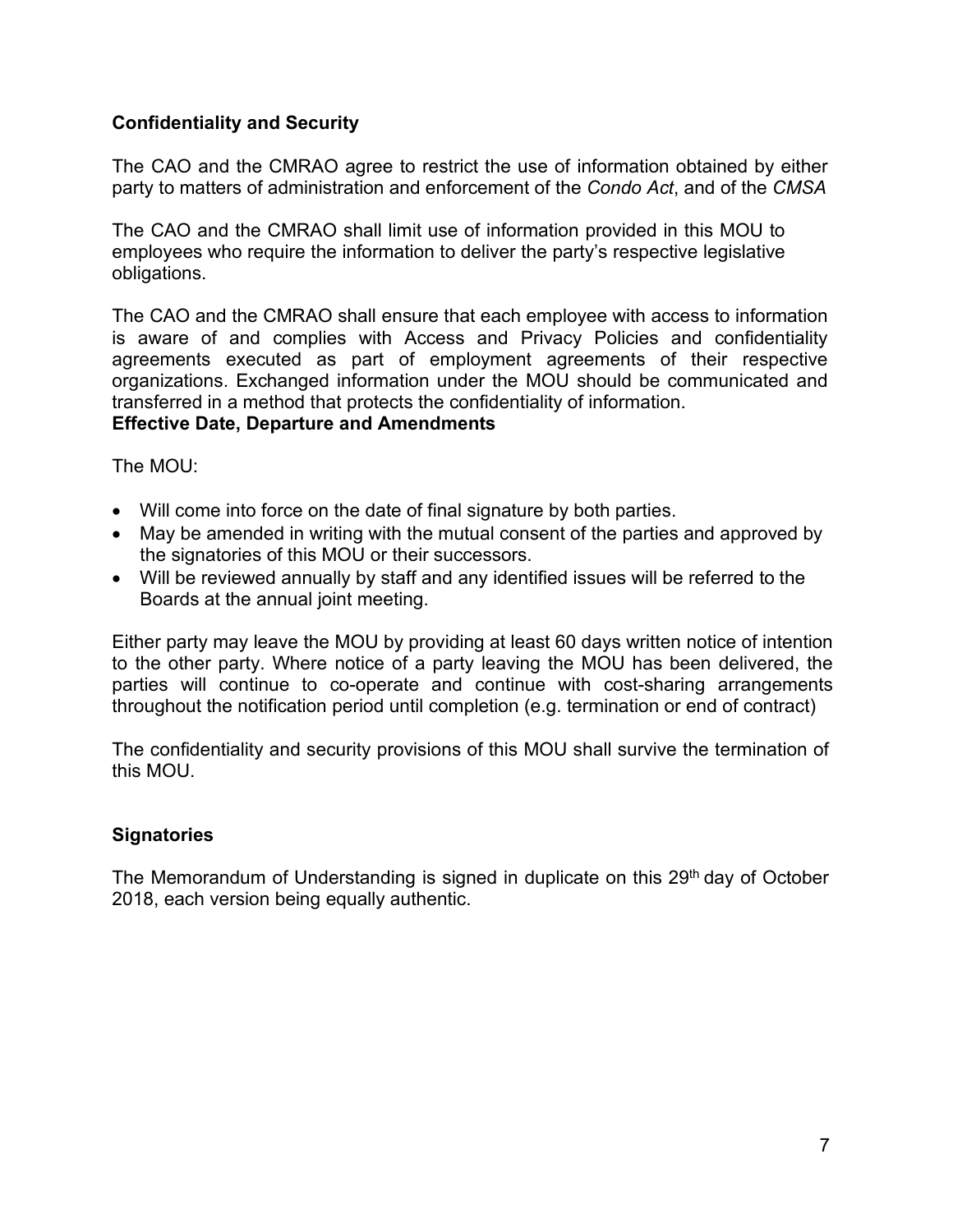**Confidentiality and Security**

The CAO and the CMRAO agree to restrict the use of information obtained by either party to matters of administration and enforcement of the *Condo Act*, and of the *CMSA*

The CAO and the CMRAO shall limit use of information provided in this MOU to employees who require the information to deliver the party's respective legislative obligations.

The CAO and the CMRAO shall ensure that each employee with access to information is aware of and complies with Access and Privacy Policies and confidentiality agreements executed as part of employment agreements of their respective organizations. Exchanged information under the MOU should be communicated and transferred in a method that protects the confidentiality of information.

**Effective Date, Departure and Amendments**

The MOU:

- Will come into force on the date of final signature by both parties.
- May be amended in writing with the mutual consent of the parties and approved by the signatories of this MOU or their successors.
- Will be reviewed annually by staff and any identified issues will be referred to the Boards at the annual joint meeting.

Either party may leave the MOU by providing at least 60 days written notice of intention to the other party. Where notice of a party leaving the MOU has been delivered, the parties will continue to co-operate and continue with cost-sharing arrangements throughout the notification period until completion (e.g. termination or end of contract)

The confidentiality and security provisions of this MOU shall survive the termination of this MOU.

**Signatories**

The Memorandum of Understanding is signed in duplicate on this 29th day of October 2018, each version being equally authentic.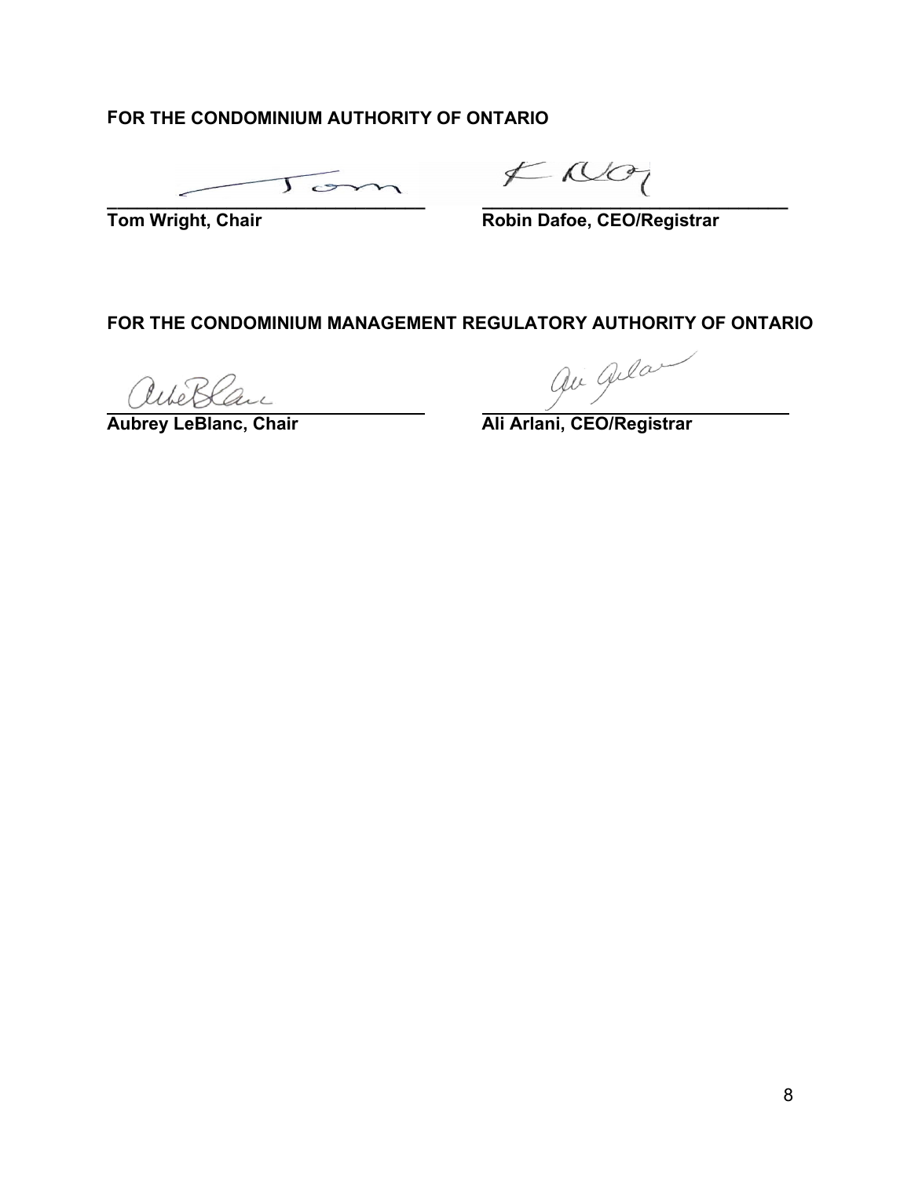**FOR THE CONDOMINIUM AUTHORITY OF ONTARIO**

**Tom Wright, Chair**

**Robin Dafoe, CEO/Registrar**

**FOR THE CONDOMINIUM MANAGEMENT REGULATORY AUTHORITY OF ONTARIO**

**Aubrey LeBlanc, Chair**

**Ali Arlani, CEO/Registrar**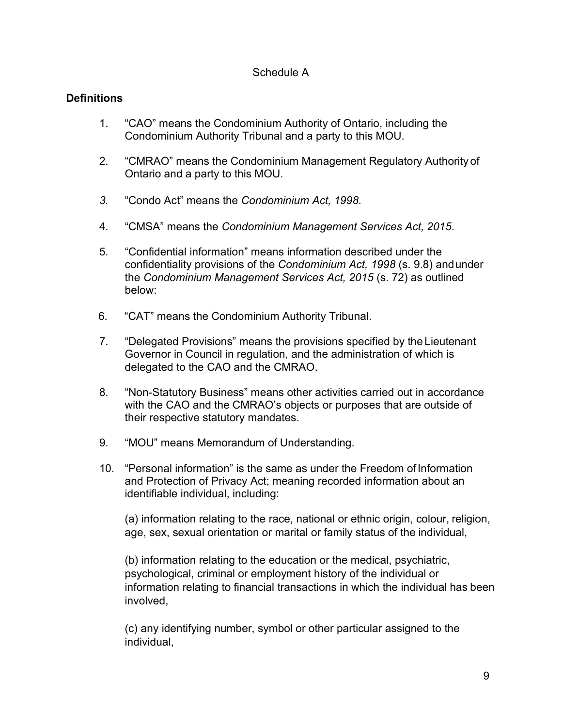Schedule A

## Definitions

1. "CAO" means the Condominium Authority of Ontario, including the Condominium Authority Tribunal and a party to this MOU.

2. "CMRAO" means the Condominium Management Regulatory Authority of Ontario and a party to this MOU.

3. "Condo Act" means the *Condominium Act, 1998.*

4. "CMSA" means the *Condominium Management Services Act, 2015*.

5. "Confidential information" means information described under the confidentiality provisions of the *Condominium Act, 1998* (s. 9.8) and under the *Condominium Management Services Act, 2015* (s. 72) as outlined below:

6. "CAT" means the Condominium Authority Tribunal.

7. "Delegated Provisions" means the provisions specified by the Lieutenant Governor in Council in regulation, and the administration of which is delegated to the CAO and the CMRAO.

8. "Non-Statutory Business" means other activities carried out in accordance with the CAO and the CMRAO's objects or purposes that are outside of their respective statutory mandates.

9. "MOU" means Memorandum of Understanding.

10. "Personal information" is the same as under the Freedom of Information and Protection of Privacy Act; meaning recorded information about an identifiable individual, including:

    (a) information relating to the race, national or ethnic origin, colour, religion, age, sex, sexual orientation or marital or family status of the individual,

    (b) information relating to the education or the medical, psychiatric, psychological, criminal or employment history of the individual or information relating to financial transactions in which the individual has been involved,

    (c) any identifying number, symbol or other particular assigned to the individual,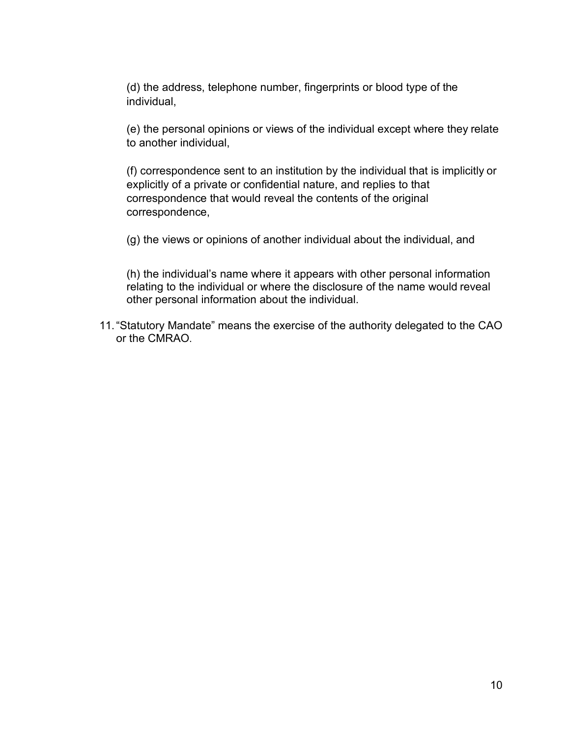(d) the address, telephone number, fingerprints or blood type of the individual,

(e) the personal opinions or views of the individual except where they relate to another individual,

(f) correspondence sent to an institution by the individual that is implicitly or explicitly of a private or confidential nature, and replies to that correspondence that would reveal the contents of the original correspondence,

(g) the views or opinions of another individual about the individual, and

(h) the individual's name where it appears with other personal information relating to the individual or where the disclosure of the name would reveal other personal information about the individual.

11. "Statutory Mandate" means the exercise of the authority delegated to the CAO or the CMRAO.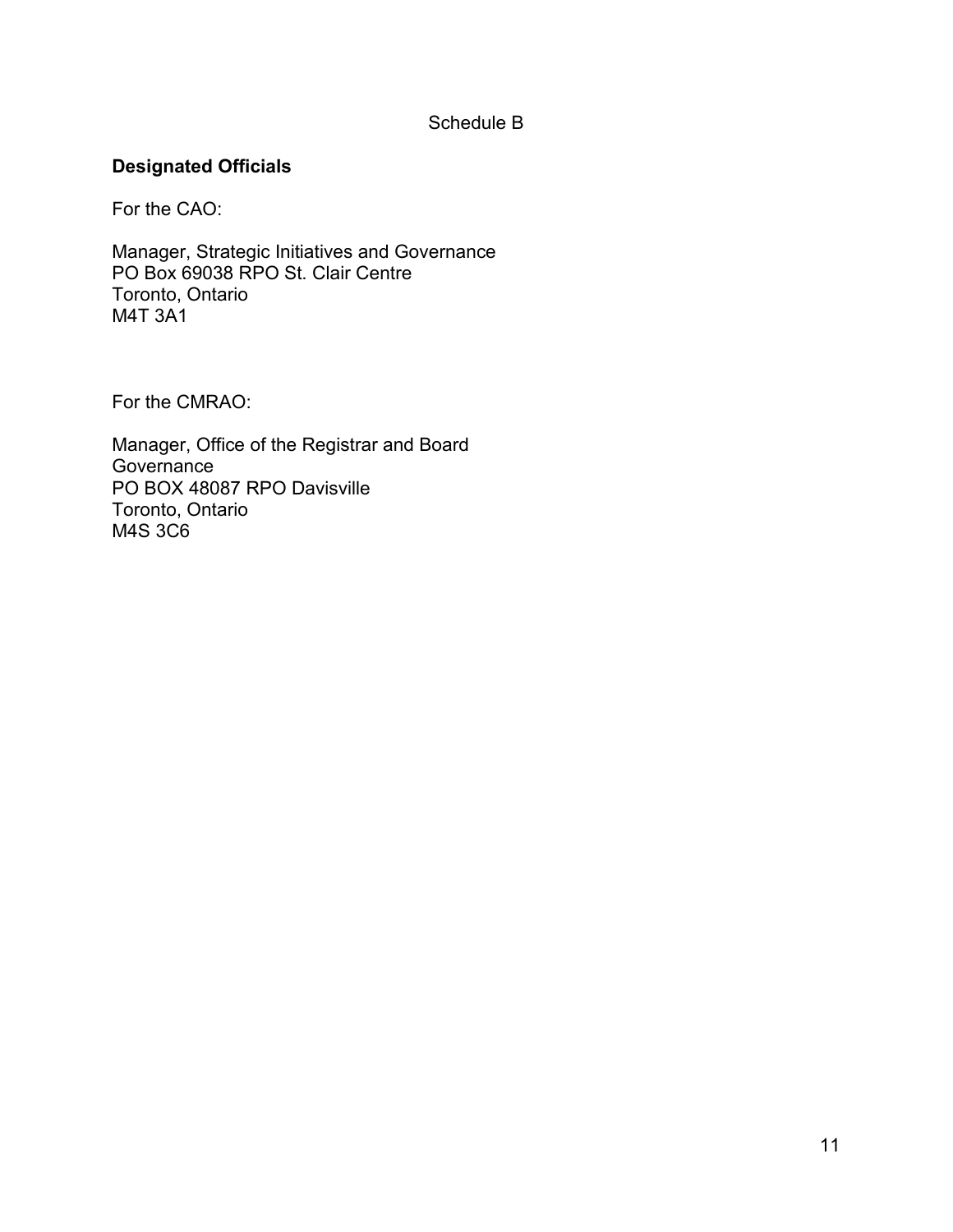Schedule B

**Designated Officials**

For the CAO:

Manager, Strategic Initiatives and Governance
PO Box 69038 RPO St. Clair Centre
Toronto, Ontario
M4T 3A1

For the CMRAO:

Manager, Office of the Registrar and Board Governance
PO BOX 48087 RPO Davisville
Toronto, Ontario
M4S 3C6